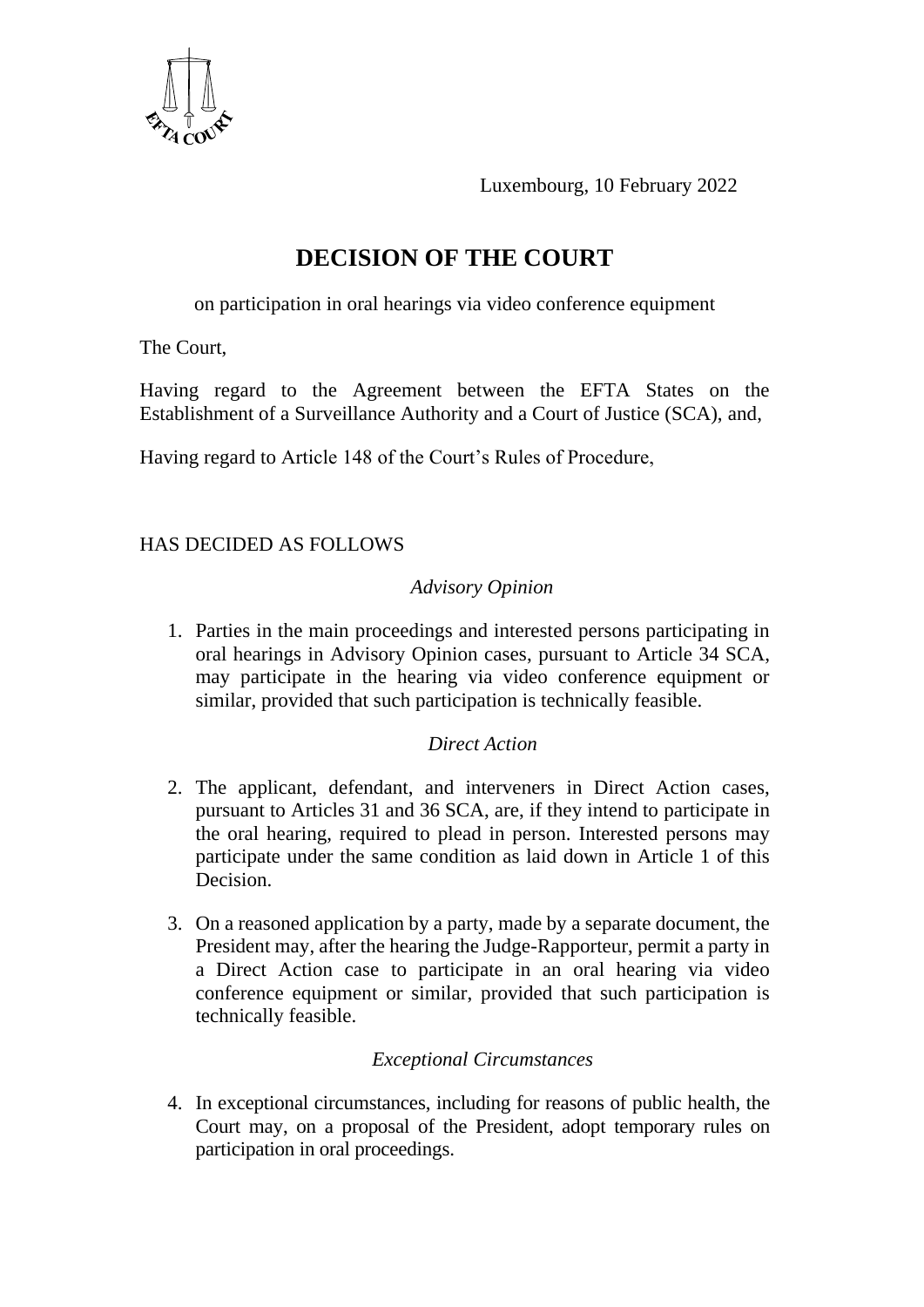Luxembourg, 10 February 2022

# DECISION OF THE COURT

on participation in oral hearings via video conference equipment

The Court,

Having regard to the Agreement between the EFTA States on the Establishment of a Surveillance Authority and a Court of Justice (SCA), and,

Having regard to Article 148 of the Court's Rules of Procedure,

HAS DECIDED AS FOLLOWS

*Advisory Opinion*

1. Parties in the main proceedings and interested persons participating in oral hearings in Advisory Opinion cases, pursuant to Article 34 SCA, may participate in the hearing via video conference equipment or similar, provided that such participation is technically feasible.

*Direct Action*

2. The applicant, defendant, and interveners in Direct Action cases, pursuant to Articles 31 and 36 SCA, are, if they intend to participate in the oral hearing, required to plead in person. Interested persons may participate under the same condition as laid down in Article 1 of this Decision.

3. On a reasoned application by a party, made by a separate document, the President may, after the hearing the Judge-Rapporteur, permit a party in a Direct Action case to participate in an oral hearing via video conference equipment or similar, provided that such participation is technically feasible.

*Exceptional Circumstances*

4. In exceptional circumstances, including for reasons of public health, the Court may, on a proposal of the President, adopt temporary rules on participation in oral proceedings.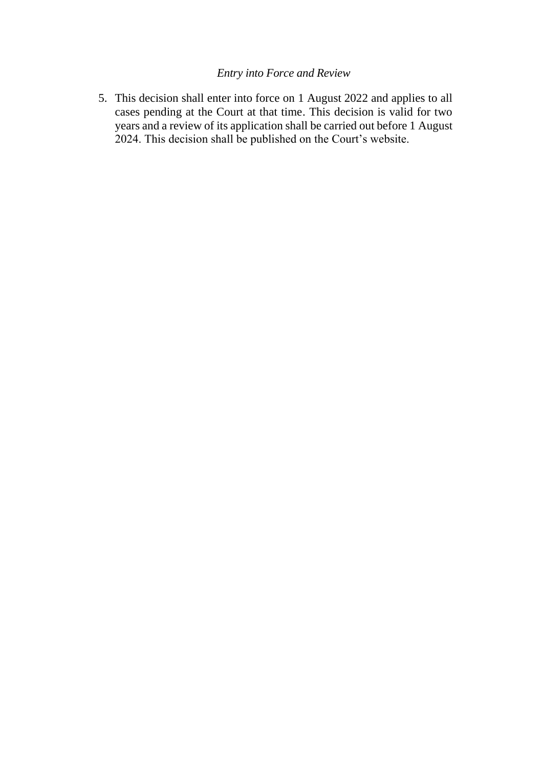*Entry into Force and Review*

5. This decision shall enter into force on 1 August 2022 and applies to all cases pending at the Court at that time. This decision is valid for two years and a review of its application shall be carried out before 1 August 2024. This decision shall be published on the Court's website.